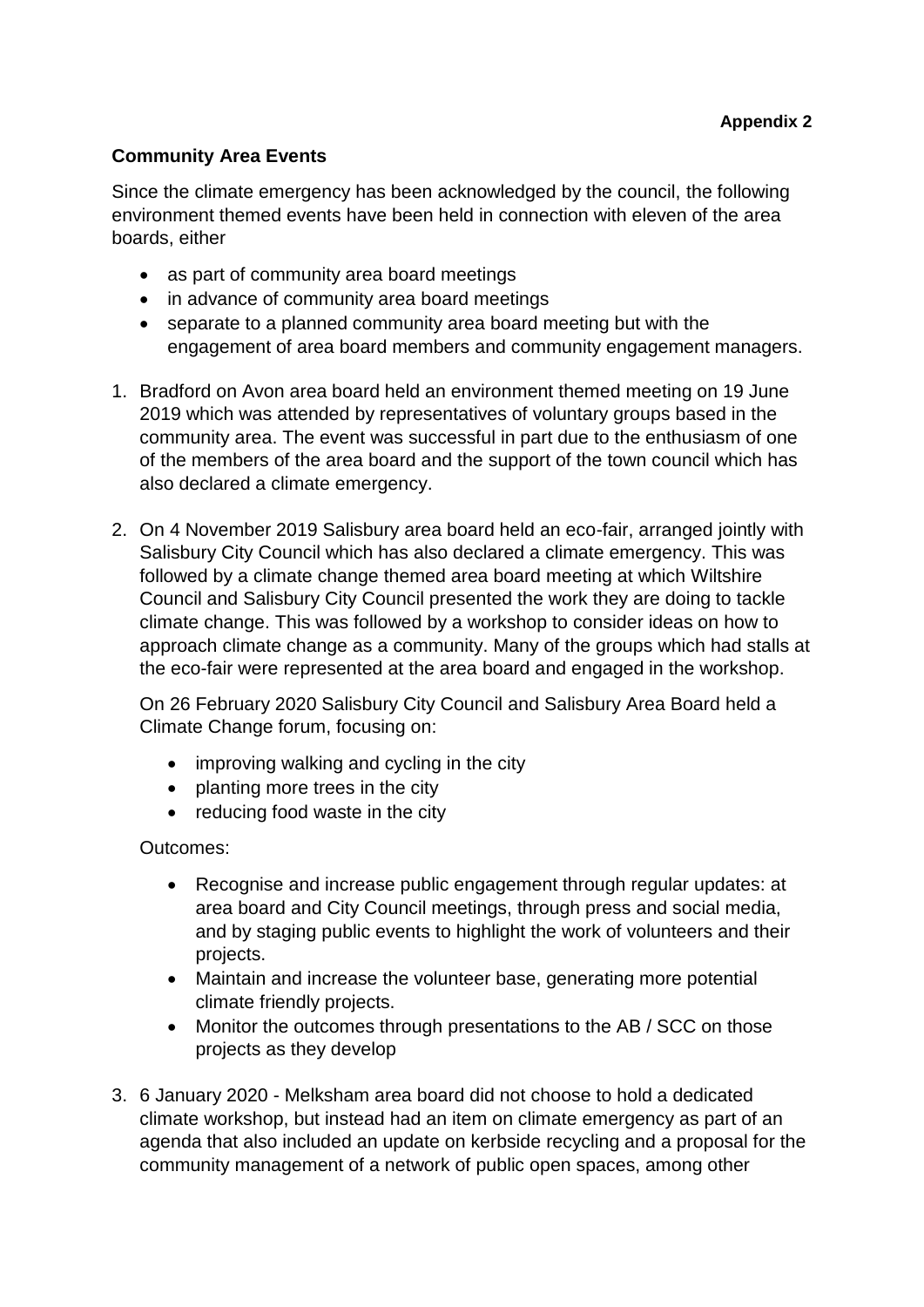**Appendix 2**

## Community Area Events

Since the climate emergency has been acknowledged by the council, the following environment themed events have been held in connection with eleven of the area boards, either

- as part of community area board meetings
- in advance of community area board meetings
- separate to a planned community area board meeting but with the engagement of area board members and community engagement managers.

1. Bradford on Avon area board held an environment themed meeting on 19 June 2019 which was attended by representatives of voluntary groups based in the community area. The event was successful in part due to the enthusiasm of one of the members of the area board and the support of the town council which has also declared a climate emergency.

2. On 4 November 2019 Salisbury area board held an eco-fair, arranged jointly with Salisbury City Council which has also declared a climate emergency. This was followed by a climate change themed area board meeting at which Wiltshire Council and Salisbury City Council presented the work they are doing to tackle climate change. This was followed by a workshop to consider ideas on how to approach climate change as a community. Many of the groups which had stalls at the eco-fair were represented at the area board and engaged in the workshop.

   On 26 February 2020 Salisbury City Council and Salisbury Area Board held a Climate Change forum, focusing on:

   - improving walking and cycling in the city
   - planting more trees in the city
   - reducing food waste in the city

   Outcomes:

   - Recognise and increase public engagement through regular updates: at area board and City Council meetings, through press and social media, and by staging public events to highlight the work of volunteers and their projects.
   - Maintain and increase the volunteer base, generating more potential climate friendly projects.
   - Monitor the outcomes through presentations to the AB / SCC on those projects as they develop

3. 6 January 2020 - Melksham area board did not choose to hold a dedicated climate workshop, but instead had an item on climate emergency as part of an agenda that also included an update on kerbside recycling and a proposal for the community management of a network of public open spaces, among other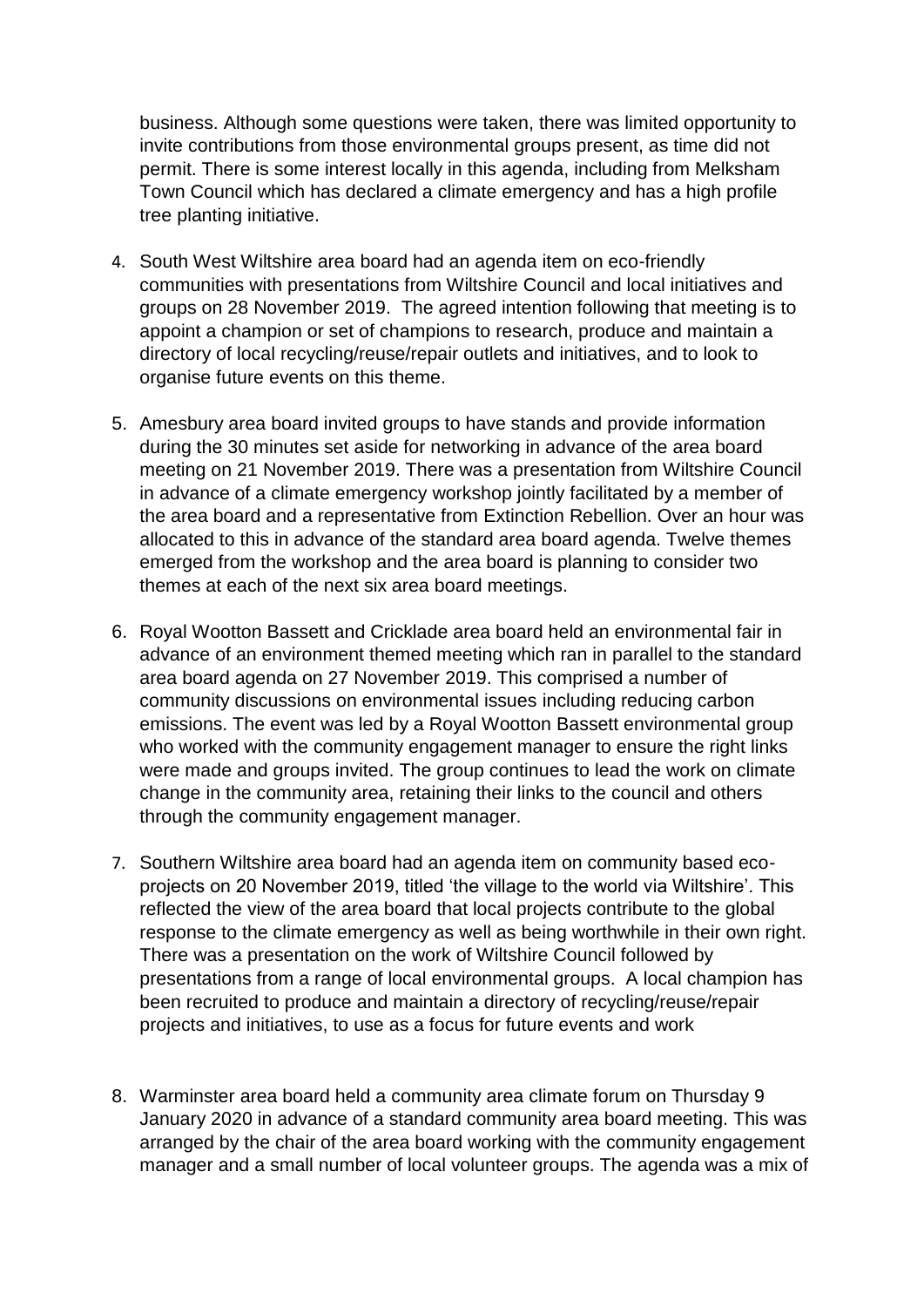business. Although some questions were taken, there was limited opportunity to invite contributions from those environmental groups present, as time did not permit. There is some interest locally in this agenda, including from Melksham Town Council which has declared a climate emergency and has a high profile tree planting initiative.

4. South West Wiltshire area board had an agenda item on eco-friendly communities with presentations from Wiltshire Council and local initiatives and groups on 28 November 2019. The agreed intention following that meeting is to appoint a champion or set of champions to research, produce and maintain a directory of local recycling/reuse/repair outlets and initiatives, and to look to organise future events on this theme.

5. Amesbury area board invited groups to have stands and provide information during the 30 minutes set aside for networking in advance of the area board meeting on 21 November 2019. There was a presentation from Wiltshire Council in advance of a climate emergency workshop jointly facilitated by a member of the area board and a representative from Extinction Rebellion. Over an hour was allocated to this in advance of the standard area board agenda. Twelve themes emerged from the workshop and the area board is planning to consider two themes at each of the next six area board meetings.

6. Royal Wootton Bassett and Cricklade area board held an environmental fair in advance of an environment themed meeting which ran in parallel to the standard area board agenda on 27 November 2019. This comprised a number of community discussions on environmental issues including reducing carbon emissions. The event was led by a Royal Wootton Bassett environmental group who worked with the community engagement manager to ensure the right links were made and groups invited. The group continues to lead the work on climate change in the community area, retaining their links to the council and others through the community engagement manager.

7. Southern Wiltshire area board had an agenda item on community based eco-projects on 20 November 2019, titled 'the village to the world via Wiltshire'. This reflected the view of the area board that local projects contribute to the global response to the climate emergency as well as being worthwhile in their own right. There was a presentation on the work of Wiltshire Council followed by presentations from a range of local environmental groups. A local champion has been recruited to produce and maintain a directory of recycling/reuse/repair projects and initiatives, to use as a focus for future events and work

8. Warminster area board held a community area climate forum on Thursday 9 January 2020 in advance of a standard community area board meeting. This was arranged by the chair of the area board working with the community engagement manager and a small number of local volunteer groups. The agenda was a mix of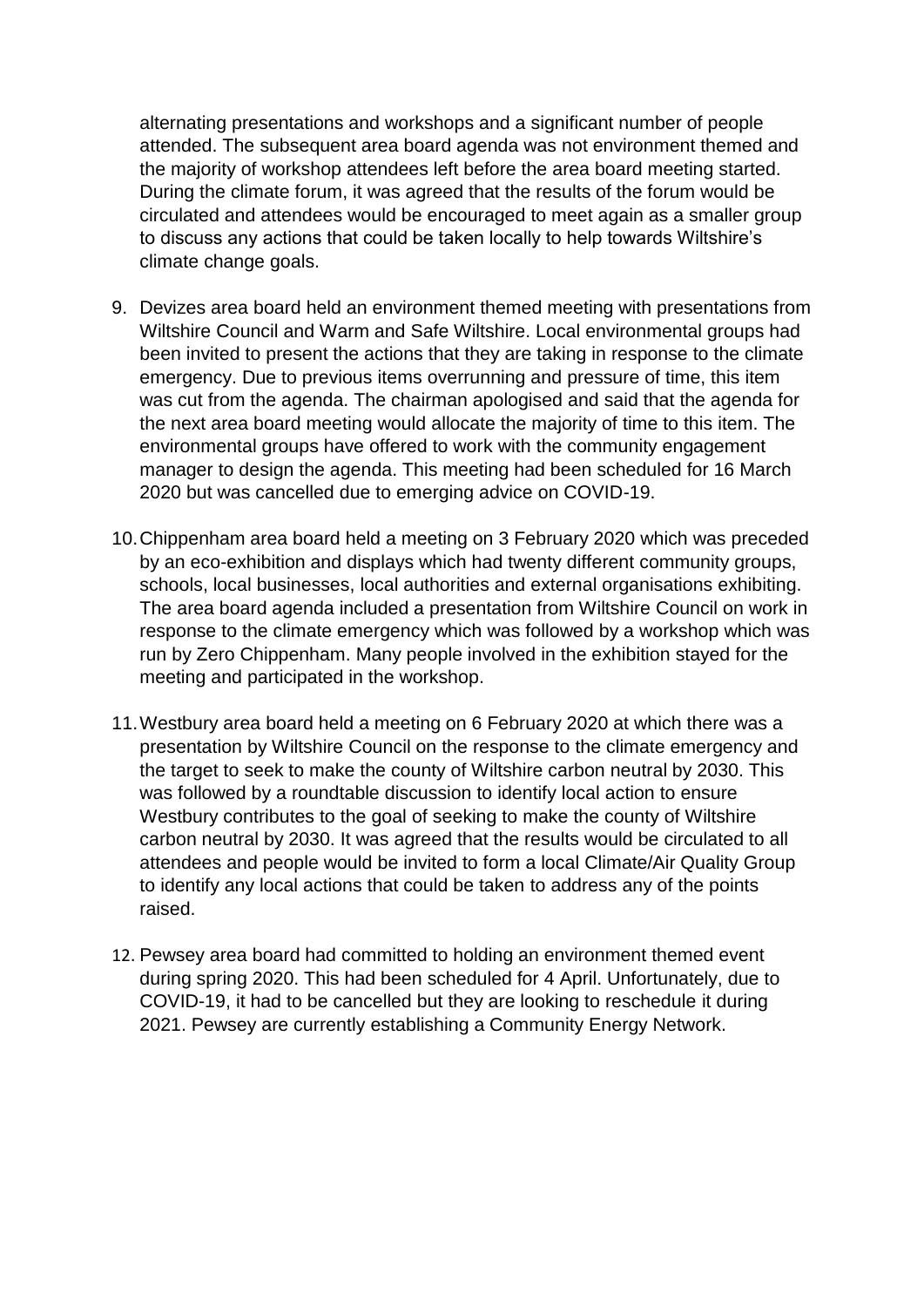alternating presentations and workshops and a significant number of people attended. The subsequent area board agenda was not environment themed and the majority of workshop attendees left before the area board meeting started. During the climate forum, it was agreed that the results of the forum would be circulated and attendees would be encouraged to meet again as a smaller group to discuss any actions that could be taken locally to help towards Wiltshire's climate change goals.

9. Devizes area board held an environment themed meeting with presentations from Wiltshire Council and Warm and Safe Wiltshire. Local environmental groups had been invited to present the actions that they are taking in response to the climate emergency. Due to previous items overrunning and pressure of time, this item was cut from the agenda. The chairman apologised and said that the agenda for the next area board meeting would allocate the majority of time to this item. The environmental groups have offered to work with the community engagement manager to design the agenda. This meeting had been scheduled for 16 March 2020 but was cancelled due to emerging advice on COVID-19.

10. Chippenham area board held a meeting on 3 February 2020 which was preceded by an eco-exhibition and displays which had twenty different community groups, schools, local businesses, local authorities and external organisations exhibiting. The area board agenda included a presentation from Wiltshire Council on work in response to the climate emergency which was followed by a workshop which was run by Zero Chippenham. Many people involved in the exhibition stayed for the meeting and participated in the workshop.

11. Westbury area board held a meeting on 6 February 2020 at which there was a presentation by Wiltshire Council on the response to the climate emergency and the target to seek to make the county of Wiltshire carbon neutral by 2030. This was followed by a roundtable discussion to identify local action to ensure Westbury contributes to the goal of seeking to make the county of Wiltshire carbon neutral by 2030. It was agreed that the results would be circulated to all attendees and people would be invited to form a local Climate/Air Quality Group to identify any local actions that could be taken to address any of the points raised.

12. Pewsey area board had committed to holding an environment themed event during spring 2020. This had been scheduled for 4 April. Unfortunately, due to COVID-19, it had to be cancelled but they are looking to reschedule it during 2021. Pewsey are currently establishing a Community Energy Network.